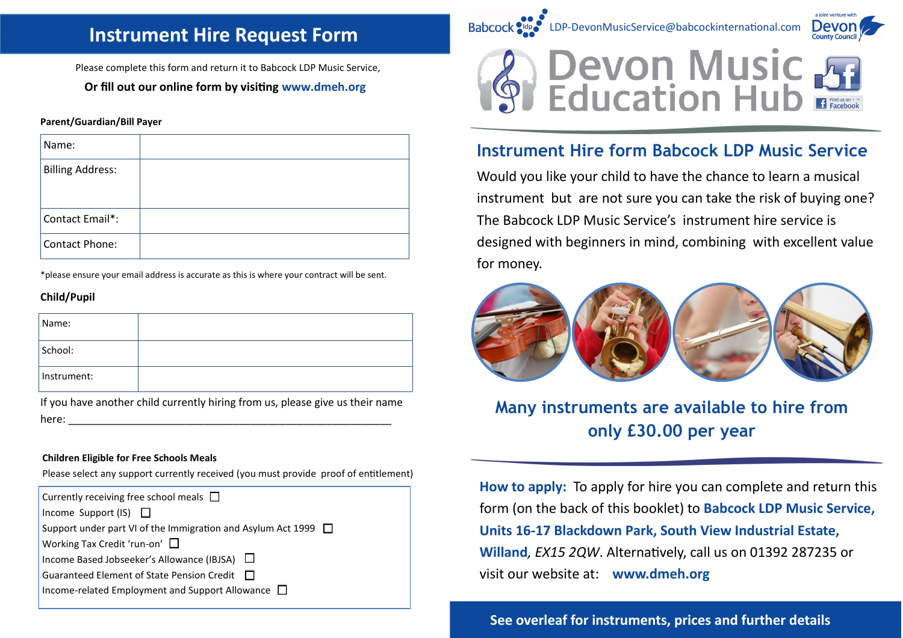# Instrument Hire Request Form

Please complete this form and return it to Babcock LDP Music Service,

**Or fill out our online form by visiting www.dmeh.org**

**Parent/Guardian/Bill Payer**

| Name: | |
|---|---|
| Billing Address: | |
| Contact Email*: | |
| Contact Phone: | |

*please ensure your email address is accurate as this is where your contract will be sent.

**Child/Pupil**

| Name: | |
|---|---|
| School: | |
| Instrument: | |

If you have another child currently hiring from us, please give us their name here: ______________________________________________________

**Children Eligible for Free Schools Meals**

Please select any support currently received (you must provide proof of entitlement)

- Currently receiving free school meals ☐
- Income Support (IS) ☐
- Support under part VI of the Immigration and Asylum Act 1999 ☐
- Working Tax Credit 'run-on' ☐
- Income Based Jobseeker's Allowance (IBJSA) ☐
- Guaranteed Element of State Pension Credit ☐
- Income-related Employment and Support Allowance ☐

Babcock ldp LDP-DevonMusicService@babcockinternational.com — a joint venture with Devon County Council

# Devon Music Education Hub

Find us on Facebook

## Instrument Hire form Babcock LDP Music Service

Would you like your child to have the chance to learn a musical instrument but are not sure you can take the risk of buying one? The Babcock LDP Music Service's instrument hire service is designed with beginners in mind, combining with excellent value for money.

## Many instruments are available to hire from only £30.00 per year

**How to apply:** To apply for hire you can complete and return this form (on the back of this booklet) to **Babcock LDP Music Service, Units 16-17 Blackdown Park, South View Industrial Estate, Willand**, *EX15 2QW*. Alternatively, call us on 01392 287235 or visit our website at: **www.dmeh.org**

**See overleaf for instruments, prices and further details**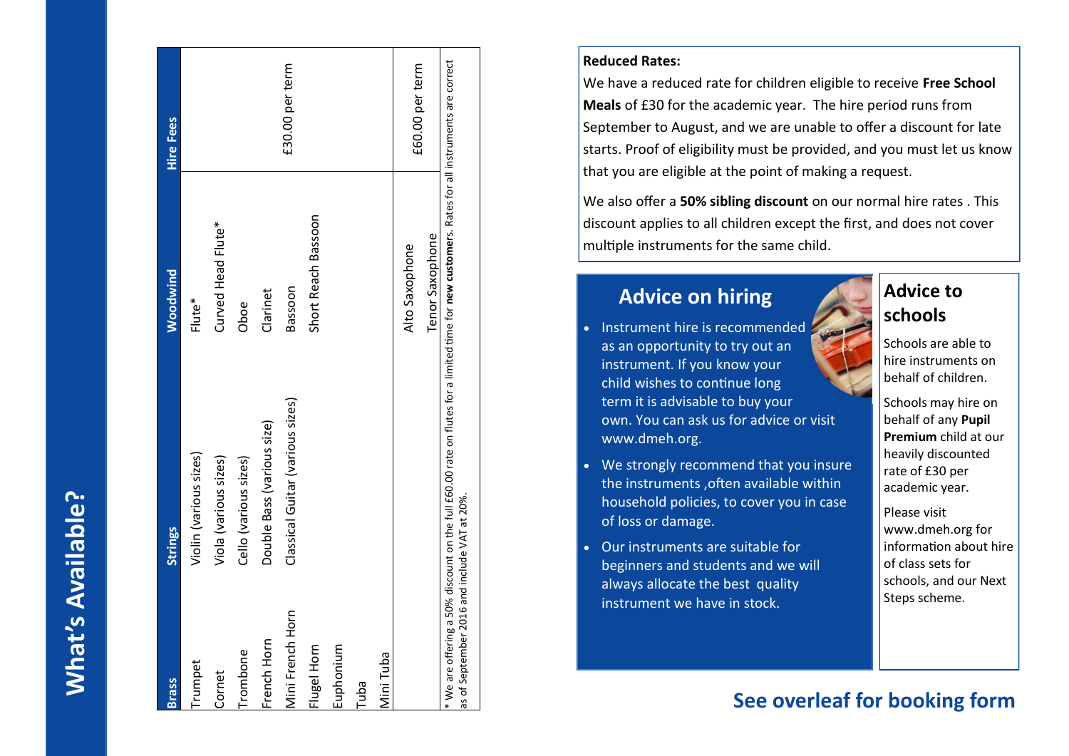# What's Available?

| Brass | Strings | Woodwind | Hire Fees |
|---|---|---|---|
| Trumpet | Violin (various sizes) | Flute* | £30.00 per term |
| Cornet | Viola (various sizes) | Curved Head Flute* | |
| Trombone | Cello (various sizes) | Oboe | |
| French Horn | Double Bass (various size) | Clarinet | |
| Mini French Horn | Classical Guitar (various sizes) | Bassoon | |
| Flugel Horn | | Short Reach Bassoon | |
| Euphonium | | | |
| Tuba | | | |
| Mini Tuba | | | |
| | | Alto Saxophone | £60.00 per term |
| | | Tenor Saxophone | |

* We are offering a 50% discount on the full £60.00 rate on flutes for a limited time for **new customers**. Rates for all instruments are correct as of September 2016 and include VAT at 20%.

**Reduced Rates:**

We have a reduced rate for children eligible to receive **Free School Meals** of £30 for the academic year. The hire period runs from September to August, and we are unable to offer a discount for late starts. Proof of eligibility must be provided, and you must let us know that you are eligible at the point of making a request.

We also offer a **50% sibling discount** on our normal hire rates . This discount applies to all children except the first, and does not cover multiple instruments for the same child.

## Advice on hiring

- Instrument hire is recommended as an opportunity to try out an instrument. If you know your child wishes to continue long term it is advisable to buy your own. You can ask us for advice or visit www.dmeh.org.
- We strongly recommend that you insure the instruments ,often available within household policies, to cover you in case of loss or damage.
- Our instruments are suitable for beginners and students and we will always allocate the best quality instrument we have in stock.

## Advice to schools

Schools are able to hire instruments on behalf of children.

Schools may hire on behalf of any **Pupil Premium** child at our heavily discounted rate of £30 per academic year.

Please visit www.dmeh.org for information about hire of class sets for schools, and our Next Steps scheme.

## See overleaf for booking form